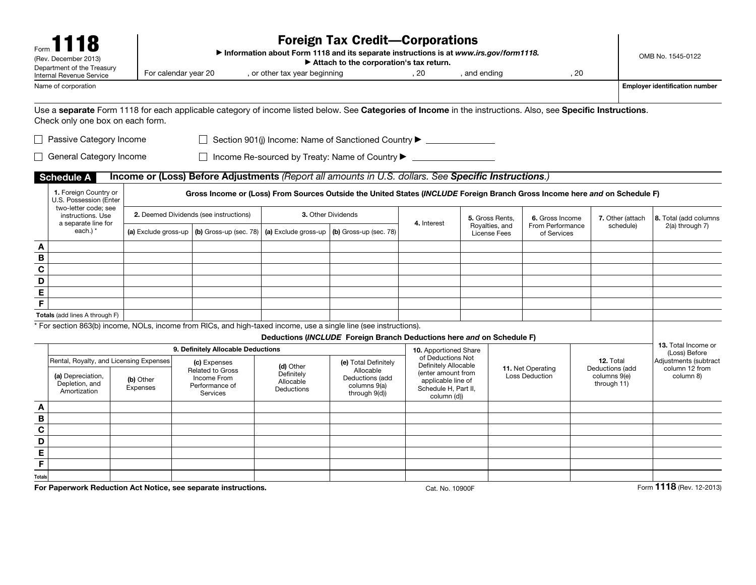Form **1118**
(Rev. December 2013)
Department of the Treasury
Internal Revenue Service

# Foreign Tax Credit—Corporations

▶ Information about Form 1118 and its separate instructions is at *www.irs.gov/form1118.*
▶ Attach to the corporation's tax return.

OMB No. 1545-0122

For calendar year 20 , or other tax year beginning , 20 , and ending , 20

Name of corporation | **Employer identification number**

Use a **separate** Form 1118 for each applicable category of income listed below. See **Categories of Income** in the instructions. Also, see **Specific Instructions**. Check only one box on each form.

☐ Passive Category Income ☐ Section 901(j) Income: Name of Sanctioned Country ▶ ______________

☐ General Category Income ☐ Income Re-sourced by Treaty: Name of Country ▶ ______________

## Schedule A Income or (Loss) Before Adjustments *(Report all amounts in U.S. dollars. See **Specific Instructions**.)*

| | 1. Foreign Country or U.S. Possession (Enter two-letter code; see instructions. Use a separate line for each.) * | Gross Income or (Loss) From Sources Outside the United States (*INCLUDE* Foreign Branch Gross Income here *and* on Schedule F) | | | | | | | | |
|---|---|---|---|---|---|---|---|---|---|---|
| | | 2. Deemed Dividends (see instructions) | | 3. Other Dividends | | 4. Interest | 5. Gross Rents, Royalties, and License Fees | 6. Gross Income From Performance of Services | 7. Other (attach schedule) | 8. Total (add columns 2(a) through 7) |
| | | (a) Exclude gross-up | (b) Gross-up (sec. 78) | (a) Exclude gross-up | (b) Gross-up (sec. 78) | | | | | |
| A | | | | | | | | | | |
| B | | | | | | | | | | |
| C | | | | | | | | | | |
| D | | | | | | | | | | |
| E | | | | | | | | | | |
| F | | | | | | | | | | |
| **Totals** (add lines A through F) | | | | | | | | | | |

\* For section 863(b) income, NOLs, income from RICs, and high-taxed income, use a single line (see instructions).

| | Deductions (*INCLUDE* Foreign Branch Deductions here *and* on Schedule F) | | | | | | | | 13. Total Income or (Loss) Before Adjustments (subtract column 12 from column 8) |
|---|---|---|---|---|---|---|---|---|---|
| | 9. Definitely Allocable Deductions | | | | | 10. Apportioned Share of Deductions Not Definitely Allocable (enter amount from applicable line of Schedule H, Part II, column (d)) | 11. Net Operating Loss Deduction | 12. Total Deductions (add columns 9(e) through 11) | |
| | Rental, Royalty, and Licensing Expenses | | (c) Expenses Related to Gross Income From Performance of Services | (d) Other Definitely Allocable Deductions | (e) Total Definitely Allocable Deductions (add columns 9(a) through 9(d)) | | | | |
| | (a) Depreciation, Depletion, and Amortization | (b) Other Expenses | | | | | | | |
| A | | | | | | | | | |
| B | | | | | | | | | |
| C | | | | | | | | | |
| D | | | | | | | | | |
| E | | | | | | | | | |
| F | | | | | | | | | |
| Totals | | | | | | | | | |

**For Paperwork Reduction Act Notice, see separate instructions.** Cat. No. 10900F Form **1118** (Rev. 12-2013)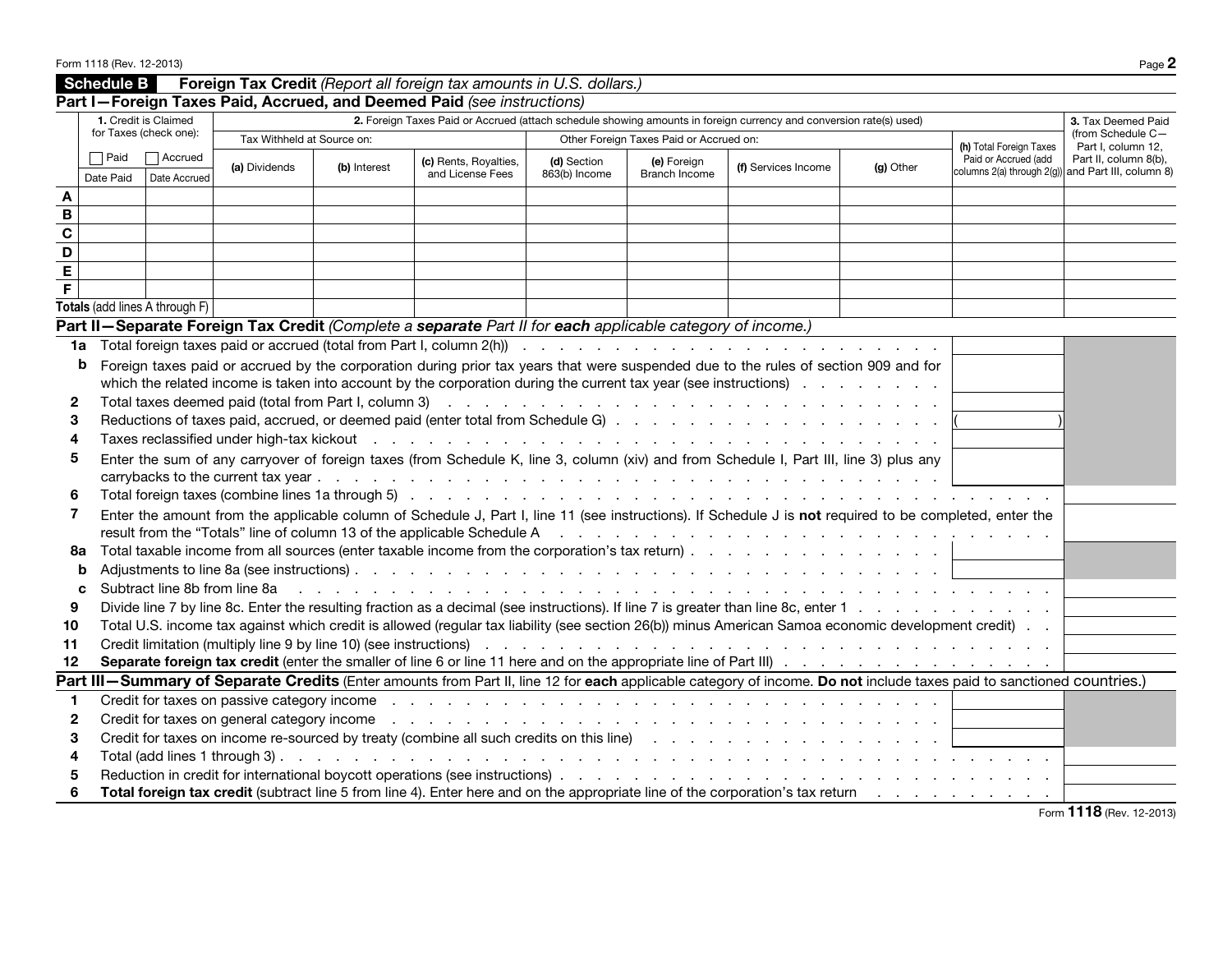Form 1118 (Rev. 12-2013)

## Schedule B Foreign Tax Credit *(Report all foreign tax amounts in U.S. dollars.)*

### Part I—Foreign Taxes Paid, Accrued, and Deemed Paid *(see instructions)*

| | 1. Credit is Claimed for Taxes (check one): ☐ Paid ☐ Accrued | | 2. Foreign Taxes Paid or Accrued (attach schedule showing amounts in foreign currency and conversion rate(s) used) | | | | | | | | 3. Tax Deemed Paid (from Schedule C—Part I, column 12, Part II, column 8(b), and Part III, column 8) |
|---|---|---|---|---|---|---|---|---|---|---|---|
| | | | Tax Withheld at Source on: | | | Other Foreign Taxes Paid or Accrued on: | | | | | |
| | Date Paid | Date Accrued | (a) Dividends | (b) Interest | (c) Rents, Royalties, and License Fees | (d) Section 863(b) Income | (e) Foreign Branch Income | (f) Services Income | (g) Other | (h) Total Foreign Taxes Paid or Accrued (add columns 2(a) through 2(g)) | |
| A | | | | | | | | | | | |
| B | | | | | | | | | | | |
| C | | | | | | | | | | | |
| D | | | | | | | | | | | |
| E | | | | | | | | | | | |
| F | | | | | | | | | | | |
| Totals (add lines A through F) | | | | | | | | | | | |

### Part II—Separate Foreign Tax Credit *(Complete a **separate** Part II for **each** applicable category of income.)*

| Line | Description | | |
|---|---|---|---|
| 1a | Total foreign taxes paid or accrued (total from Part I, column 2(h)) | | |
| b | Foreign taxes paid or accrued by the corporation during prior tax years that were suspended due to the rules of section 909 and for which the related income is taken into account by the corporation during the current tax year (see instructions) | | |
| 2 | Total taxes deemed paid (total from Part I, column 3) | | |
| 3 | Reductions of taxes paid, accrued, or deemed paid (enter total from Schedule G) | ( ) | |
| 4 | Taxes reclassified under high-tax kickout | | |
| 5 | Enter the sum of any carryover of foreign taxes (from Schedule K, line 3, column (xiv) and from Schedule I, Part III, line 3) plus any carrybacks to the current tax year | | |
| 6 | Total foreign taxes (combine lines 1a through 5) | | |
| 7 | Enter the amount from the applicable column of Schedule J, Part I, line 11 (see instructions). If Schedule J is **not** required to be completed, enter the result from the "Totals" line of column 13 of the applicable Schedule A | | |
| 8a | Total taxable income from all sources (enter taxable income from the corporation's tax return) | | |
| b | Adjustments to line 8a (see instructions) | | |
| c | Subtract line 8b from line 8a | | |
| 9 | Divide line 7 by line 8c. Enter the resulting fraction as a decimal (see instructions). If line 7 is greater than line 8c, enter 1 | | |
| 10 | Total U.S. income tax against which credit is allowed (regular tax liability (see section 26(b)) minus American Samoa economic development credit) | | |
| 11 | Credit limitation (multiply line 9 by line 10) (see instructions) | | |
| 12 | **Separate foreign tax credit** (enter the smaller of line 6 or line 11 here and on the appropriate line of Part III) | | |

### Part III—Summary of Separate Credits (Enter amounts from Part II, line 12 for **each** applicable category of income. **Do not** include taxes paid to sanctioned countries.)

| Line | Description | | |
|---|---|---|---|
| 1 | Credit for taxes on passive category income | | |
| 2 | Credit for taxes on general category income | | |
| 3 | Credit for taxes on income re-sourced by treaty (combine all such credits on this line) | | |
| 4 | Total (add lines 1 through 3) | | |
| 5 | Reduction in credit for international boycott operations (see instructions) | | |
| 6 | **Total foreign tax credit** (subtract line 5 from line 4). Enter here and on the appropriate line of the corporation's tax return | | |

Form **1118** (Rev. 12-2013)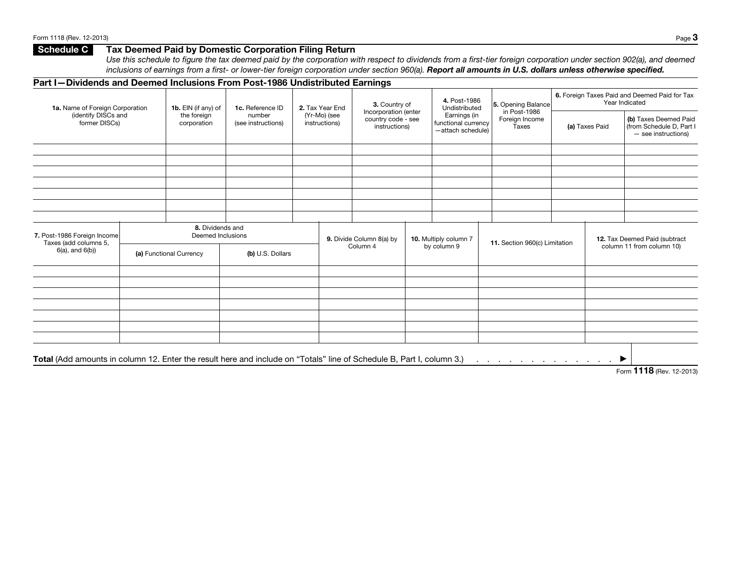## Schedule C Tax Deemed Paid by Domestic Corporation Filing Return

*Use this schedule to figure the tax deemed paid by the corporation with respect to dividends from a first-tier foreign corporation under section 902(a), and deemed inclusions of earnings from a first- or lower-tier foreign corporation under section 960(a).* ***Report all amounts in U.S. dollars unless otherwise specified.***

### Part I—Dividends and Deemed Inclusions From Post-1986 Undistributed Earnings

| **1a.** Name of Foreign Corporation (identify DISCs and former DISCs) | **1b.** EIN (if any) of the foreign corporation | **1c.** Reference ID number (see instructions) | **2.** Tax Year End (Yr-Mo) (see instructions) | **3.** Country of Incorporation (enter country code - see instructions) | **4.** Post-1986 Undistributed Earnings (in functional currency —attach schedule) | **5.** Opening Balance in Post-1986 Foreign Income Taxes | **6.** Foreign Taxes Paid and Deemed Paid for Tax Year Indicated | |
|---|---|---|---|---|---|---|---|---|
| | | | | | | | **(a)** Taxes Paid | **(b)** Taxes Deemed Paid (from Schedule D, Part I — see instructions) |
| | | | | | | | | |
| | | | | | | | | |
| | | | | | | | | |
| | | | | | | | | |
| | | | | | | | | |
| | | | | | | | | |
| | | | | | | | | |

| **7.** Post-1986 Foreign Income Taxes (add columns 5, 6(a), and 6(b)) | **8.** Dividends and Deemed Inclusions | | **9.** Divide Column 8(a) by Column 4 | **10.** Multiply column 7 by column 9 | **11.** Section 960(c) Limitation | **12.** Tax Deemed Paid (subtract column 11 from column 10) |
|---|---|---|---|---|---|---|
| | **(a)** Functional Currency | **(b)** U.S. Dollars | | | | |
| | | | | | | |
| | | | | | | |
| | | | | | | |
| | | | | | | |
| | | | | | | |
| | | | | | | |
| | | | | | | |

**Total** (Add amounts in column 12. Enter the result here and include on "Totals" line of Schedule B, Part I, column 3.) . . . . . . . . . . . . . . ▶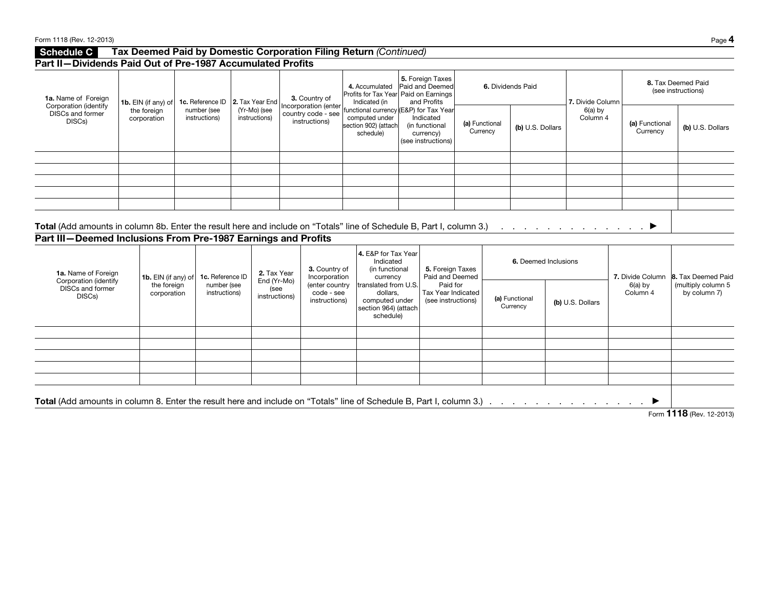## Schedule C Tax Deemed Paid by Domestic Corporation Filing Return *(Continued)*

### Part II—Dividends Paid Out of Pre-1987 Accumulated Profits

| **1a.** Name of Foreign Corporation (identify DISCs and former DISCs) | **1b.** EIN (if any) of the foreign corporation | **1c.** Reference ID number (see instructions) | **2.** Tax Year End (Yr-Mo) (see instructions) | **3.** Country of Incorporation (enter country code - see instructions) | **4.** Accumulated Profits for Tax Year Indicated (in functional currency computed under section 902) (attach schedule) | **5.** Foreign Taxes Paid and Deemed Paid on Earnings and Profits (E&P) for Tax Year Indicated (in functional currency) (see instructions) | **6.** Dividends Paid | | **7.** Divide Column 6(a) by Column 4 | **8.** Tax Deemed Paid (see instructions) | |
|---|---|---|---|---|---|---|---|---|---|---|---|
| | | | | | | | **(a)** Functional Currency | **(b)** U.S. Dollars | | **(a)** Functional Currency | **(b)** U.S. Dollars |
| | | | | | | | | | | | |
| | | | | | | | | | | | |
| | | | | | | | | | | | |
| | | | | | | | | | | | |
| | | | | | | | | | | | |

**Total** (Add amounts in column 8b. Enter the result here and include on "Totals" line of Schedule B, Part I, column 3.) . . . . . . . . . . . . . . ►

### Part III—Deemed Inclusions From Pre-1987 Earnings and Profits

| **1a.** Name of Foreign Corporation (identify DISCs and former DISCs) | **1b.** EIN (if any) of the foreign corporation | **1c.** Reference ID number (see instructions) | **2.** Tax Year End (Yr-Mo) (see instructions) | **3.** Country of Incorporation (enter country code - see instructions) | **4.** E&P for Tax Year Indicated (in functional currency translated from U.S. dollars, computed under section 964) (attach schedule) | **5.** Foreign Taxes Paid and Deemed Paid for Tax Year Indicated (see instructions) | **6.** Deemed Inclusions | | **7.** Divide Column 6(a) by Column 4 | **8.** Tax Deemed Paid (multiply column 5 by column 7) |
|---|---|---|---|---|---|---|---|---|---|---|
| | | | | | | | **(a)** Functional Currency | **(b)** U.S. Dollars | | |
| | | | | | | | | | | |
| | | | | | | | | | | |
| | | | | | | | | | | |
| | | | | | | | | | | |
| | | | | | | | | | | |

**Total** (Add amounts in column 8. Enter the result here and include on "Totals" line of Schedule B, Part I, column 3.) . . . . . . . . . . . . . . . . ►

Form **1118** (Rev. 12-2013)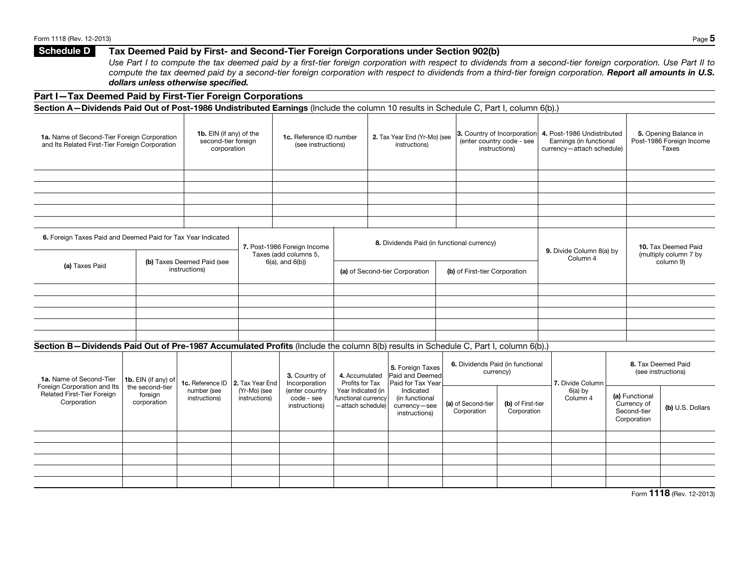## Schedule D Tax Deemed Paid by First- and Second-Tier Foreign Corporations under Section 902(b)

*Use Part I to compute the tax deemed paid by a first-tier foreign corporation with respect to dividends from a second-tier foreign corporation. Use Part II to compute the tax deemed paid by a second-tier foreign corporation with respect to dividends from a third-tier foreign corporation.* ***Report all amounts in U.S. dollars unless otherwise specified.***

### Part I—Tax Deemed Paid by First-Tier Foreign Corporations

**Section A—Dividends Paid Out of Post-1986 Undistributed Earnings** (Include the column 10 results in Schedule C, Part I, column 6(b).)

| **1a.** Name of Second-Tier Foreign Corporation and Its Related First-Tier Foreign Corporation | **1b.** EIN (if any) of the second-tier foreign corporation | **1c.** Reference ID number (see instructions) | **2.** Tax Year End (Yr-Mo) (see instructions) | **3.** Country of Incorporation (enter country code - see instructions) | **4.** Post-1986 Undistributed Earnings (in functional currency—attach schedule) | **5.** Opening Balance in Post-1986 Foreign Income Taxes |
|---|---|---|---|---|---|---|
| | | | | | | |
| | | | | | | |
| | | | | | | |
| | | | | | | |
| | | | | | | |

| **6.** Foreign Taxes Paid and Deemed Paid for Tax Year Indicated | | **7.** Post-1986 Foreign Income Taxes (add columns 5, 6(a), and 6(b)) | **8.** Dividends Paid (in functional currency) | | **9.** Divide Column 8(a) by Column 4 | **10.** Tax Deemed Paid (multiply column 7 by column 9) |
|---|---|---|---|---|---|---|
| **(a)** Taxes Paid | **(b)** Taxes Deemed Paid (see instructions) | | **(a)** of Second-tier Corporation | **(b)** of First-tier Corporation | | |
| | | | | | | |
| | | | | | | |
| | | | | | | |
| | | | | | | |
| | | | | | | |

**Section B—Dividends Paid Out of Pre-1987 Accumulated Profits** (Include the column 8(b) results in Schedule C, Part I, column 6(b).)

| **1a.** Name of Second-Tier Foreign Corporation and Its Related First-Tier Foreign Corporation | **1b.** EIN (if any) of the second-tier foreign corporation | **1c.** Reference ID number (see instructions) | **2.** Tax Year End (Yr-Mo) (see instructions) | **3.** Country of Incorporation (enter country code - see instructions) | **4.** Accumulated Profits for Tax Year Indicated (in functional currency—attach schedule) | **5.** Foreign Taxes Paid and Deemed Paid for Tax Year Indicated (in functional currency—see instructions) | **6.** Dividends Paid (in functional currency) | | **7.** Divide Column 6(a) by Column 4 | **8.** Tax Deemed Paid (see instructions) | |
|---|---|---|---|---|---|---|---|---|---|---|---|
| | | | | | | | **(a)** of Second-tier Corporation | **(b)** of First-tier Corporation | | **(a)** Functional Currency of Second-tier Corporation | **(b)** U.S. Dollars |
| | | | | | | | | | | | |
| | | | | | | | | | | | |
| | | | | | | | | | | | |
| | | | | | | | | | | | |
| | | | | | | | | | | | |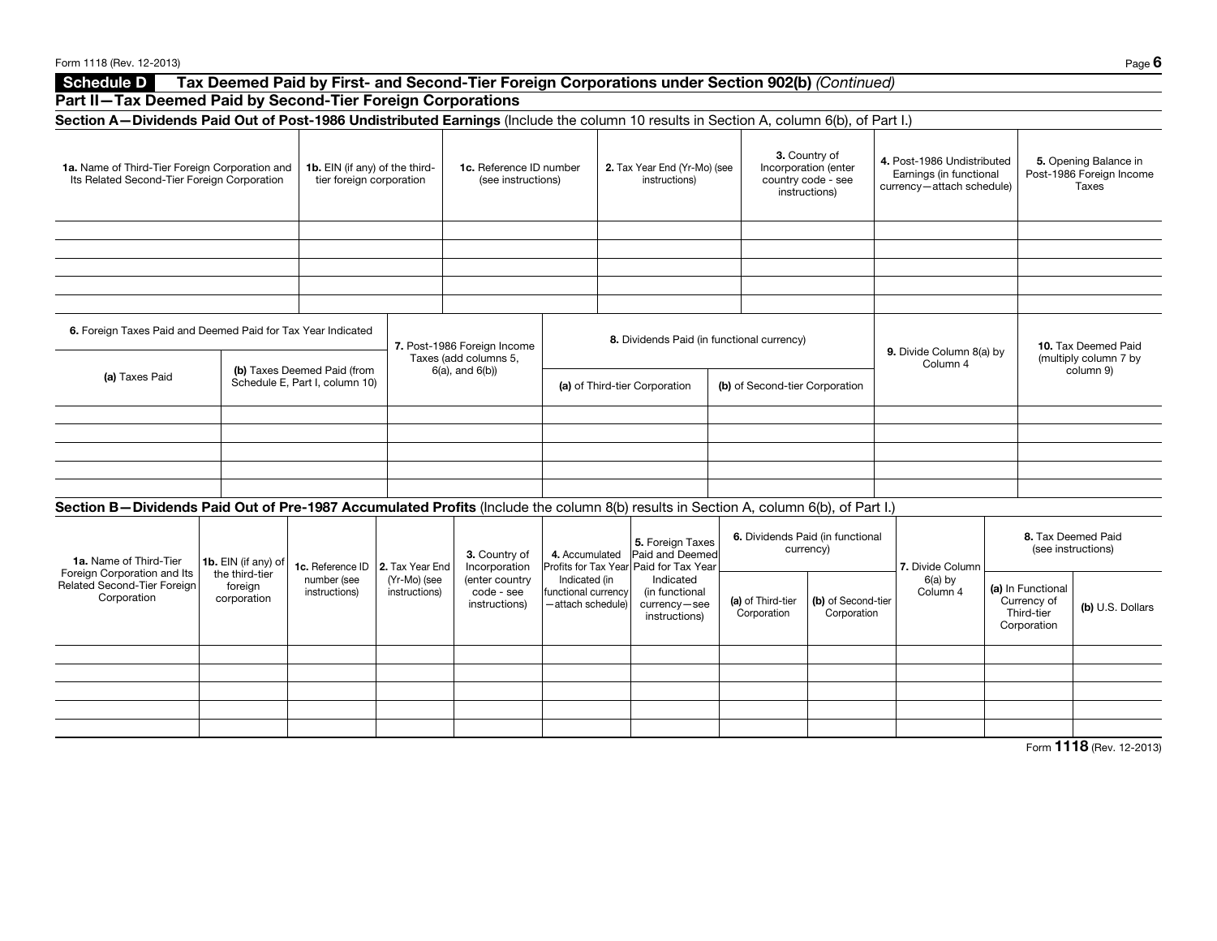## Schedule D Tax Deemed Paid by First- and Second-Tier Foreign Corporations under Section 902(b) *(Continued)*

### Part II—Tax Deemed Paid by Second-Tier Foreign Corporations

**Section A—Dividends Paid Out of Post-1986 Undistributed Earnings** (Include the column 10 results in Section A, column 6(b), of Part I.)

| **1a.** Name of Third-Tier Foreign Corporation and Its Related Second-Tier Foreign Corporation | **1b.** EIN (if any) of the third-tier foreign corporation | **1c.** Reference ID number (see instructions) | **2.** Tax Year End (Yr-Mo) (see instructions) | **3.** Country of Incorporation (enter country code - see instructions) | **4.** Post-1986 Undistributed Earnings (in functional currency—attach schedule) | **5.** Opening Balance in Post-1986 Foreign Income Taxes |
|---|---|---|---|---|---|---|
| | | | | | | |
| | | | | | | |
| | | | | | | |
| | | | | | | |
| | | | | | | |

| **6.** Foreign Taxes Paid and Deemed Paid for Tax Year Indicated | | **7.** Post-1986 Foreign Income Taxes (add columns 5, 6(a), and 6(b)) | **8.** Dividends Paid (in functional currency) | | **9.** Divide Column 8(a) by Column 4 | **10.** Tax Deemed Paid (multiply column 7 by column 9) |
|---|---|---|---|---|---|---|
| **(a)** Taxes Paid | **(b)** Taxes Deemed Paid (from Schedule E, Part I, column 10) | | **(a)** of Third-tier Corporation | **(b)** of Second-tier Corporation | | |
| | | | | | | |
| | | | | | | |
| | | | | | | |
| | | | | | | |
| | | | | | | |

**Section B—Dividends Paid Out of Pre-1987 Accumulated Profits** (Include the column 8(b) results in Section A, column 6(b), of Part I.)

| **1a.** Name of Third-Tier Foreign Corporation and Its Related Second-Tier Foreign Corporation | **1b.** EIN (if any) of the third-tier foreign corporation | **1c.** Reference ID number (see instructions) | **2.** Tax Year End (Yr-Mo) (see instructions) | **3.** Country of Incorporation (enter country code - see instructions) | **4.** Accumulated Profits for Tax Year Indicated (in functional currency—attach schedule) | **5.** Foreign Taxes Paid and Deemed Paid for Tax Year Indicated (in functional currency—see instructions) | **6.** Dividends Paid (in functional currency) | | **7.** Divide Column 6(a) by Column 4 | **8.** Tax Deemed Paid (see instructions) | |
|---|---|---|---|---|---|---|---|---|---|---|---|
| | | | | | | | **(a)** of Third-tier Corporation | **(b)** of Second-tier Corporation | | **(a)** In Functional Currency of Third-tier Corporation | **(b)** U.S. Dollars |
| | | | | | | | | | | | |
| | | | | | | | | | | | |
| | | | | | | | | | | | |
| | | | | | | | | | | | |
| | | | | | | | | | | | |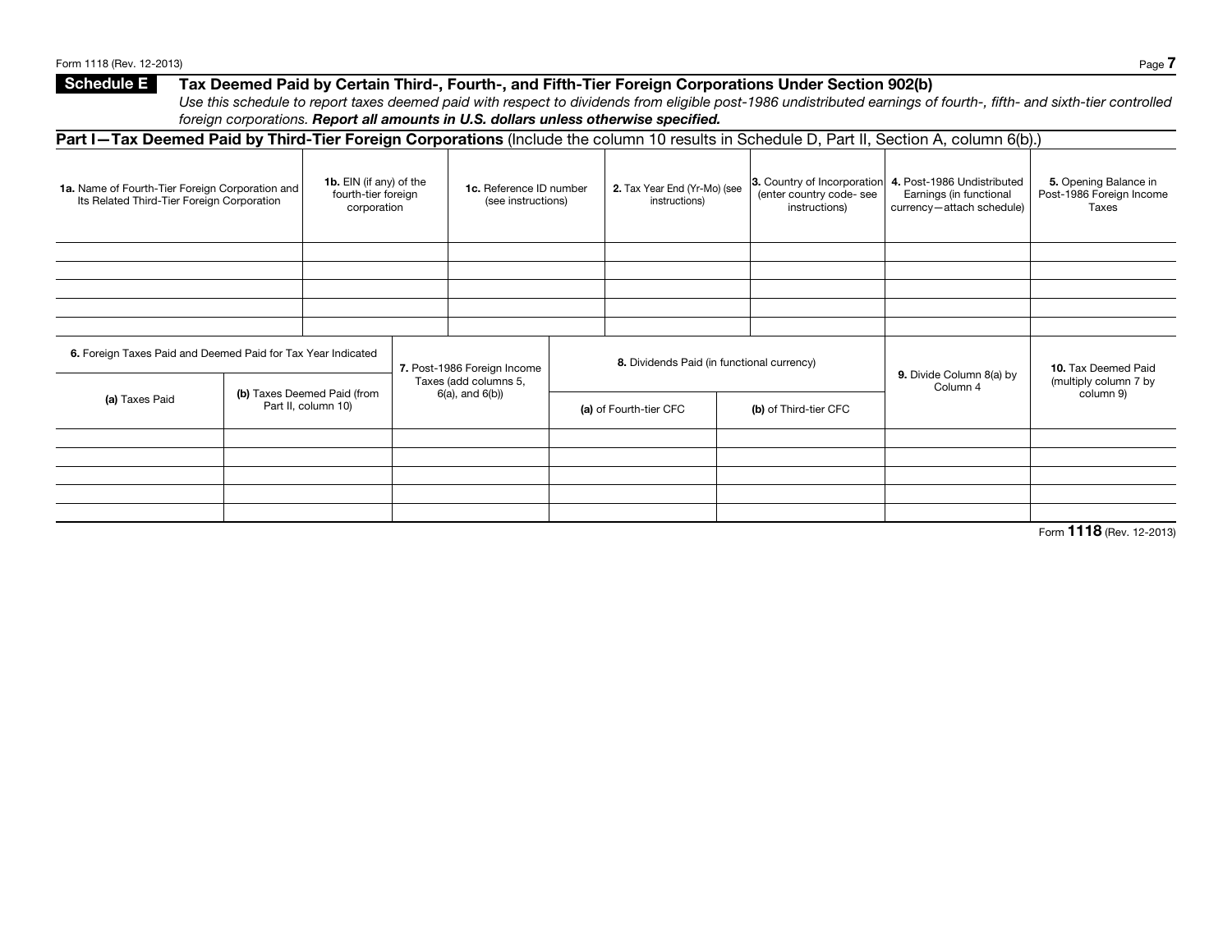## Schedule E Tax Deemed Paid by Certain Third-, Fourth-, and Fifth-Tier Foreign Corporations Under Section 902(b)

*Use this schedule to report taxes deemed paid with respect to dividends from eligible post-1986 undistributed earnings of fourth-, fifth- and sixth-tier controlled foreign corporations.* ***Report all amounts in U.S. dollars unless otherwise specified.***

### Part I—Tax Deemed Paid by Third-Tier Foreign Corporations (Include the column 10 results in Schedule D, Part II, Section A, column 6(b).)

| **1a.** Name of Fourth-Tier Foreign Corporation and Its Related Third-Tier Foreign Corporation | **1b.** EIN (if any) of the fourth-tier foreign corporation | **1c.** Reference ID number (see instructions) | **2.** Tax Year End (Yr-Mo) (see instructions) | **3.** Country of Incorporation (enter country code- see instructions) | **4.** Post-1986 Undistributed Earnings (in functional currency—attach schedule) | **5.** Opening Balance in Post-1986 Foreign Income Taxes |
|---|---|---|---|---|---|---|
| | | | | | | |
| | | | | | | |
| | | | | | | |
| | | | | | | |
| | | | | | | |

| **6.** Foreign Taxes Paid and Deemed Paid for Tax Year Indicated | | **7.** Post-1986 Foreign Income Taxes (add columns 5, 6(a), and 6(b)) | **8.** Dividends Paid (in functional currency) | | **9.** Divide Column 8(a) by Column 4 | **10.** Tax Deemed Paid (multiply column 7 by column 9) |
|---|---|---|---|---|---|---|
| **(a)** Taxes Paid | **(b)** Taxes Deemed Paid (from Part II, column 10) | | **(a)** of Fourth-tier CFC | **(b)** of Third-tier CFC | | |
| | | | | | | |
| | | | | | | |
| | | | | | | |
| | | | | | | |
| | | | | | | |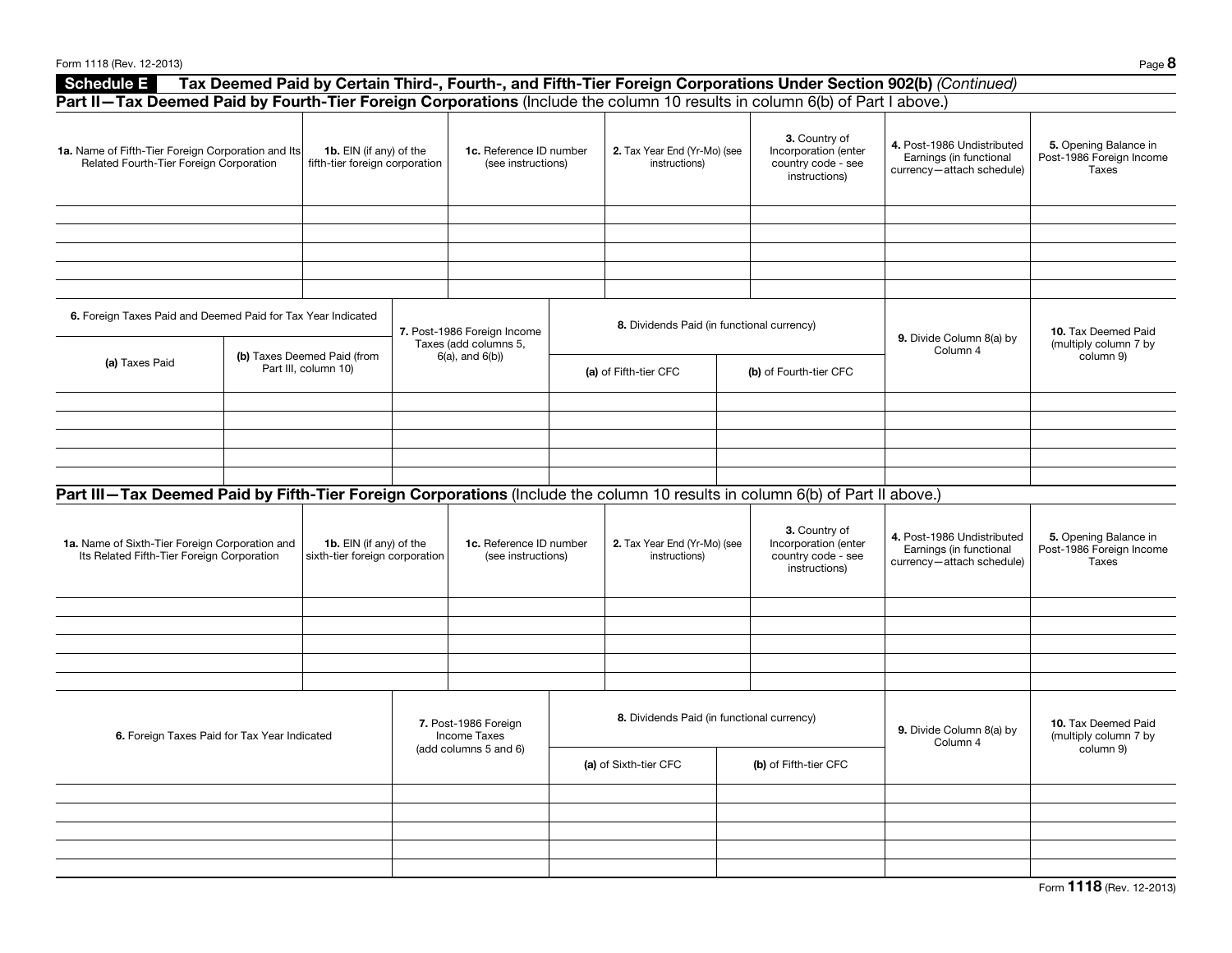## Schedule E — Tax Deemed Paid by Certain Third-, Fourth-, and Fifth-Tier Foreign Corporations Under Section 902(b) *(Continued)*

### Part II—Tax Deemed Paid by Fourth-Tier Foreign Corporations (Include the column 10 results in column 6(b) of Part I above.)

| **1a.** Name of Fifth-Tier Foreign Corporation and Its Related Fourth-Tier Foreign Corporation | **1b.** EIN (if any) of the fifth-tier foreign corporation | **1c.** Reference ID number (see instructions) | **2.** Tax Year End (Yr-Mo) (see instructions) | **3.** Country of Incorporation (enter country code - see instructions) | **4.** Post-1986 Undistributed Earnings (in functional currency—attach schedule) | **5.** Opening Balance in Post-1986 Foreign Income Taxes |
|---|---|---|---|---|---|---|
| | | | | | | |
| | | | | | | |
| | | | | | | |
| | | | | | | |
| | | | | | | |

| **6.** Foreign Taxes Paid and Deemed Paid for Tax Year Indicated | | **7.** Post-1986 Foreign Income Taxes (add columns 5, 6(a), and 6(b)) | **8.** Dividends Paid (in functional currency) | | **9.** Divide Column 8(a) by Column 4 | **10.** Tax Deemed Paid (multiply column 7 by column 9) |
|---|---|---|---|---|---|---|
| **(a)** Taxes Paid | **(b)** Taxes Deemed Paid (from Part III, column 10) | | **(a)** of Fifth-tier CFC | **(b)** of Fourth-tier CFC | | |
| | | | | | | |
| | | | | | | |
| | | | | | | |
| | | | | | | |
| | | | | | | |

### Part III—Tax Deemed Paid by Fifth-Tier Foreign Corporations (Include the column 10 results in column 6(b) of Part II above.)

| **1a.** Name of Sixth-Tier Foreign Corporation and Its Related Fifth-Tier Foreign Corporation | **1b.** EIN (if any) of the sixth-tier foreign corporation | **1c.** Reference ID number (see instructions) | **2.** Tax Year End (Yr-Mo) (see instructions) | **3.** Country of Incorporation (enter country code - see instructions) | **4.** Post-1986 Undistributed Earnings (in functional currency—attach schedule) | **5.** Opening Balance in Post-1986 Foreign Income Taxes |
|---|---|---|---|---|---|---|
| | | | | | | |
| | | | | | | |
| | | | | | | |
| | | | | | | |
| | | | | | | |

| **6.** Foreign Taxes Paid for Tax Year Indicated | **7.** Post-1986 Foreign Income Taxes (add columns 5 and 6) | **8.** Dividends Paid (in functional currency) | | **9.** Divide Column 8(a) by Column 4 | **10.** Tax Deemed Paid (multiply column 7 by column 9) |
|---|---|---|---|---|---|
| | | **(a)** of Sixth-tier CFC | **(b)** of Fifth-tier CFC | | |
| | | | | | |
| | | | | | |
| | | | | | |
| | | | | | |
| | | | | | |

Form **1118** (Rev. 12-2013)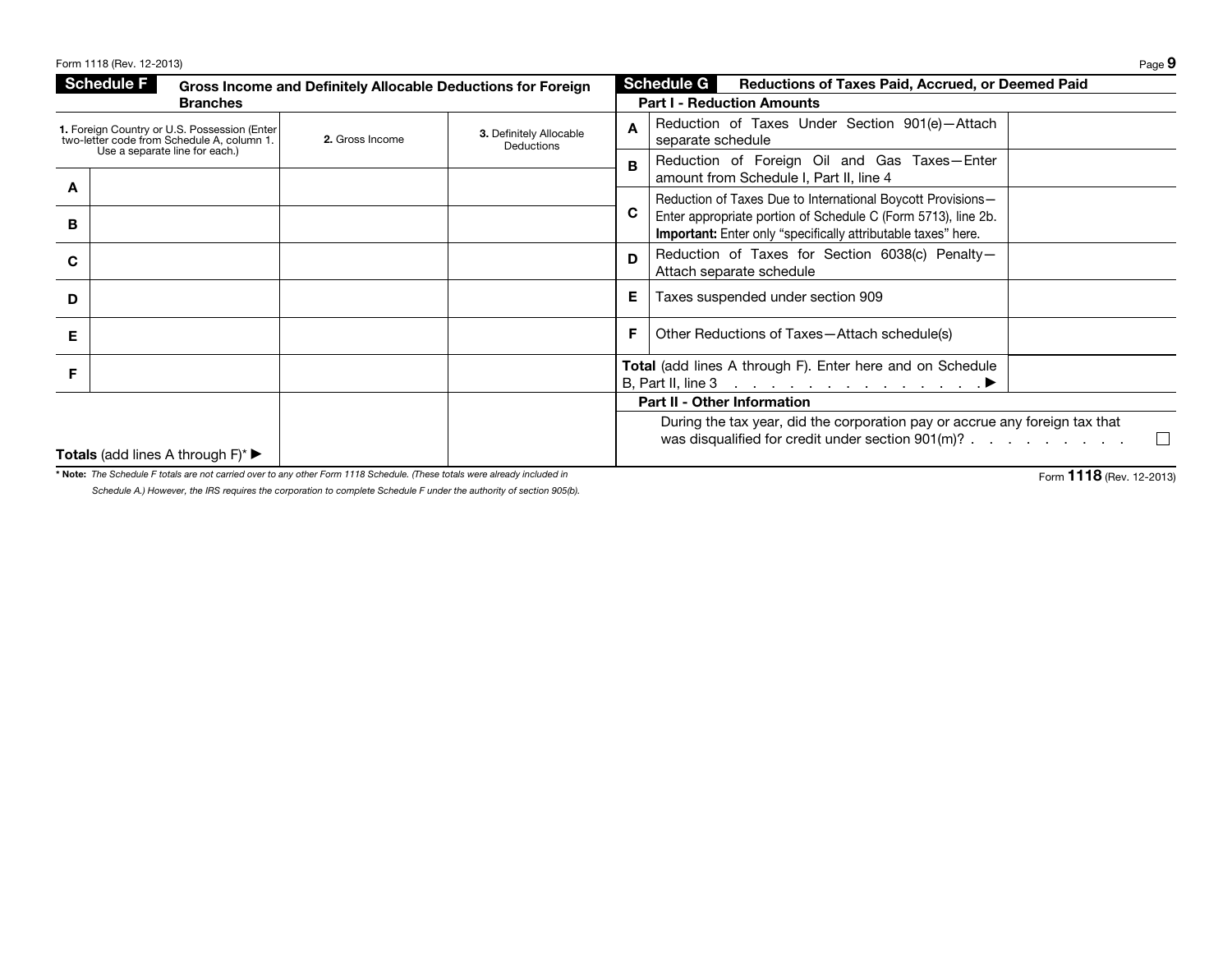## Schedule F — Gross Income and Definitely Allocable Deductions for Foreign Branches

| | 1. Foreign Country or U.S. Possession (Enter two-letter code from Schedule A, column 1. Use a separate line for each.) | 2. Gross Income | 3. Definitely Allocable Deductions |
|---|---|---|---|
| A | | | |
| B | | | |
| C | | | |
| D | | | |
| E | | | |
| F | | | |
| **Totals** (add lines A through F)* ▶ | | | |

**\* Note:** *The Schedule F totals are not carried over to any other Form 1118 Schedule. (These totals were already included in Schedule A.) However, the IRS requires the corporation to complete Schedule F under the authority of section 905(b).*

## Schedule G — Reductions of Taxes Paid, Accrued, or Deemed Paid

### Part I - Reduction Amounts

| | | |
|---|---|---|
| A | Reduction of Taxes Under Section 901(e)—Attach separate schedule | |
| B | Reduction of Foreign Oil and Gas Taxes—Enter amount from Schedule I, Part II, line 4 | |
| C | Reduction of Taxes Due to International Boycott Provisions—Enter appropriate portion of Schedule C (Form 5713), line 2b. **Important:** Enter only "specifically attributable taxes" here. | |
| D | Reduction of Taxes for Section 6038(c) Penalty—Attach separate schedule | |
| E | Taxes suspended under section 909 | |
| F | Other Reductions of Taxes—Attach schedule(s) | |
| | **Total** (add lines A through F). Enter here and on Schedule B, Part II, line 3 . . . . . . . . . . . . . . . ▶ | |

### Part II - Other Information

During the tax year, did the corporation pay or accrue any foreign tax that was disqualified for credit under section 901(m)? . . . . . . . . . . ☐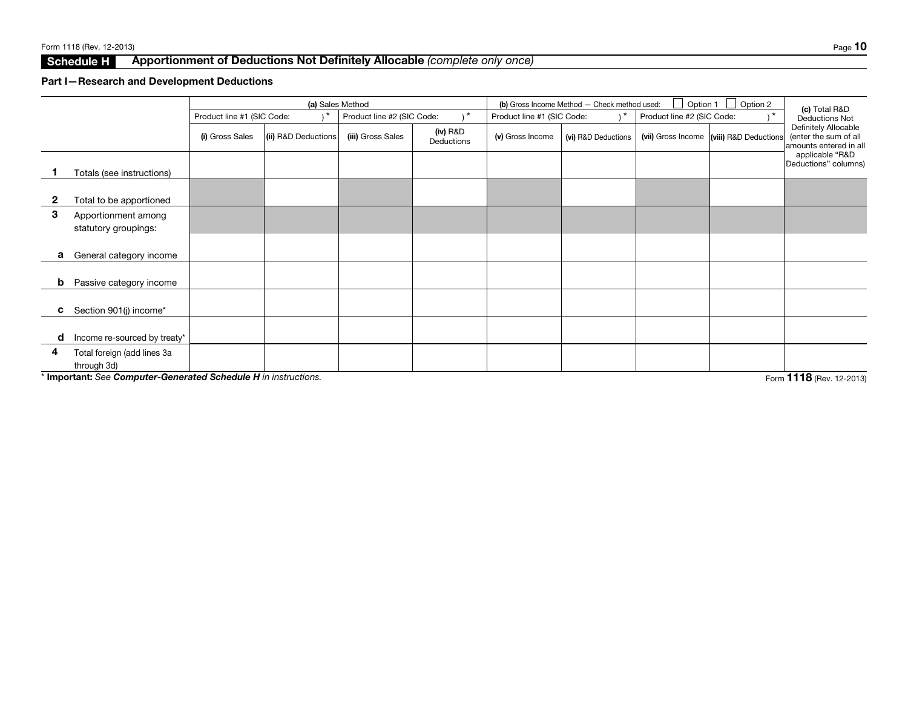## Schedule H Apportionment of Deductions Not Definitely Allocable *(complete only once)*

### Part I—Research and Development Deductions

| | (a) Sales Method | | | | (b) Gross Income Method — Check method used: ☐ Option 1 ☐ Option 2 | | | | (c) Total R&D Deductions Not Definitely Allocable (enter the sum of all amounts entered in all applicable "R&D Deductions" columns) |
|---|---|---|---|---|---|---|---|---|---|
| | Product line #1 (SIC Code: )* | | Product line #2 (SIC Code: )* | | Product line #1 (SIC Code: )* | | Product line #2 (SIC Code: )* | | |
| | (i) Gross Sales | (ii) R&D Deductions | (iii) Gross Sales | (iv) R&D Deductions | (v) Gross Income | (vi) R&D Deductions | (vii) Gross Income | (viii) R&D Deductions | |
| 1 Totals (see instructions) | | | | | | | | | |
| 2 Total to be apportioned | | | | | | | | | |
| 3 Apportionment among statutory groupings: | | | | | | | | | |
| a General category income | | | | | | | | | |
| b Passive category income | | | | | | | | | |
| c Section 901(j) income* | | | | | | | | | |
| d Income re-sourced by treaty* | | | | | | | | | |
| 4 Total foreign (add lines 3a through 3d) | | | | | | | | | |

\* **Important:** *See **Computer-Generated Schedule H** in instructions.*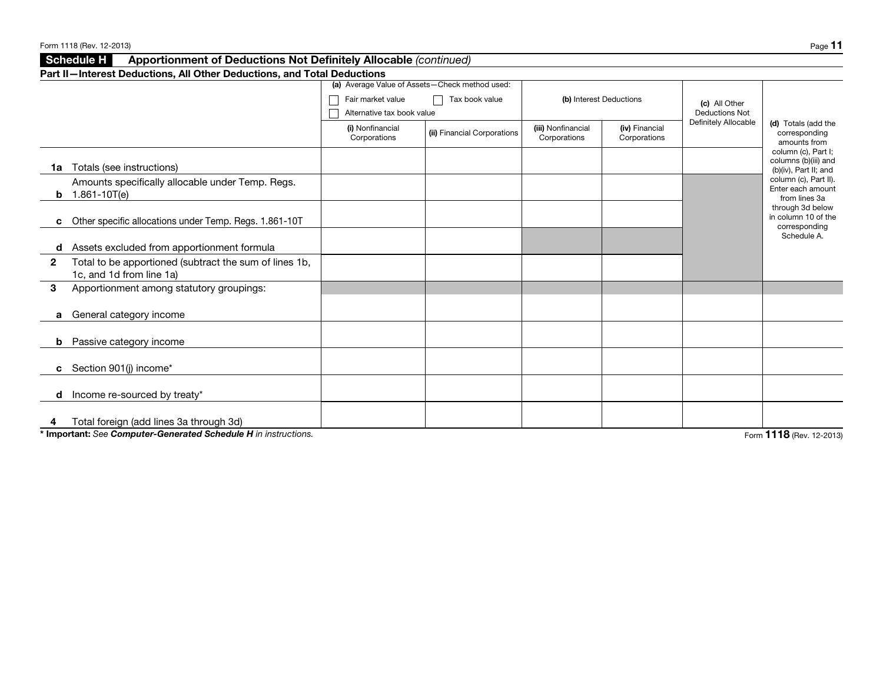## Schedule H Apportionment of Deductions Not Definitely Allocable *(continued)*

### Part II—Interest Deductions, All Other Deductions, and Total Deductions

| | | (a) Average Value of Assets—Check method used: ☐ Fair market value ☐ Tax book value ☐ Alternative tax book value | | (b) Interest Deductions | | (c) All Other Deductions Not Definitely Allocable | (d) Totals (add the corresponding amounts from column (c), Part I; columns (b)(iii) and (b)(iv), Part II; and column (c), Part II). Enter each amount from lines 3a through 3d below in column 10 of the corresponding Schedule A. |
|---|---|---|---|---|---|---|---|
| | | (i) Nonfinancial Corporations | (ii) Financial Corporations | (iii) Nonfinancial Corporations | (iv) Financial Corporations | | |
| 1a | Totals (see instructions) | | | | | | |
| b | Amounts specifically allocable under Temp. Regs. 1.861-10T(e) | | | | | | |
| c | Other specific allocations under Temp. Regs. 1.861-10T | | | | | | |
| d | Assets excluded from apportionment formula | | | | | | |
| 2 | Total to be apportioned (subtract the sum of lines 1b, 1c, and 1d from line 1a) | | | | | | |
| 3 | Apportionment among statutory groupings: | | | | | | |
| a | General category income | | | | | | |
| b | Passive category income | | | | | | |
| c | Section 901(j) income* | | | | | | |
| d | Income re-sourced by treaty* | | | | | | |
| 4 | Total foreign (add lines 3a through 3d) | | | | | | |

**\* Important:** *See **Computer-Generated Schedule H** in instructions.*

Form **1118** (Rev. 12-2013)